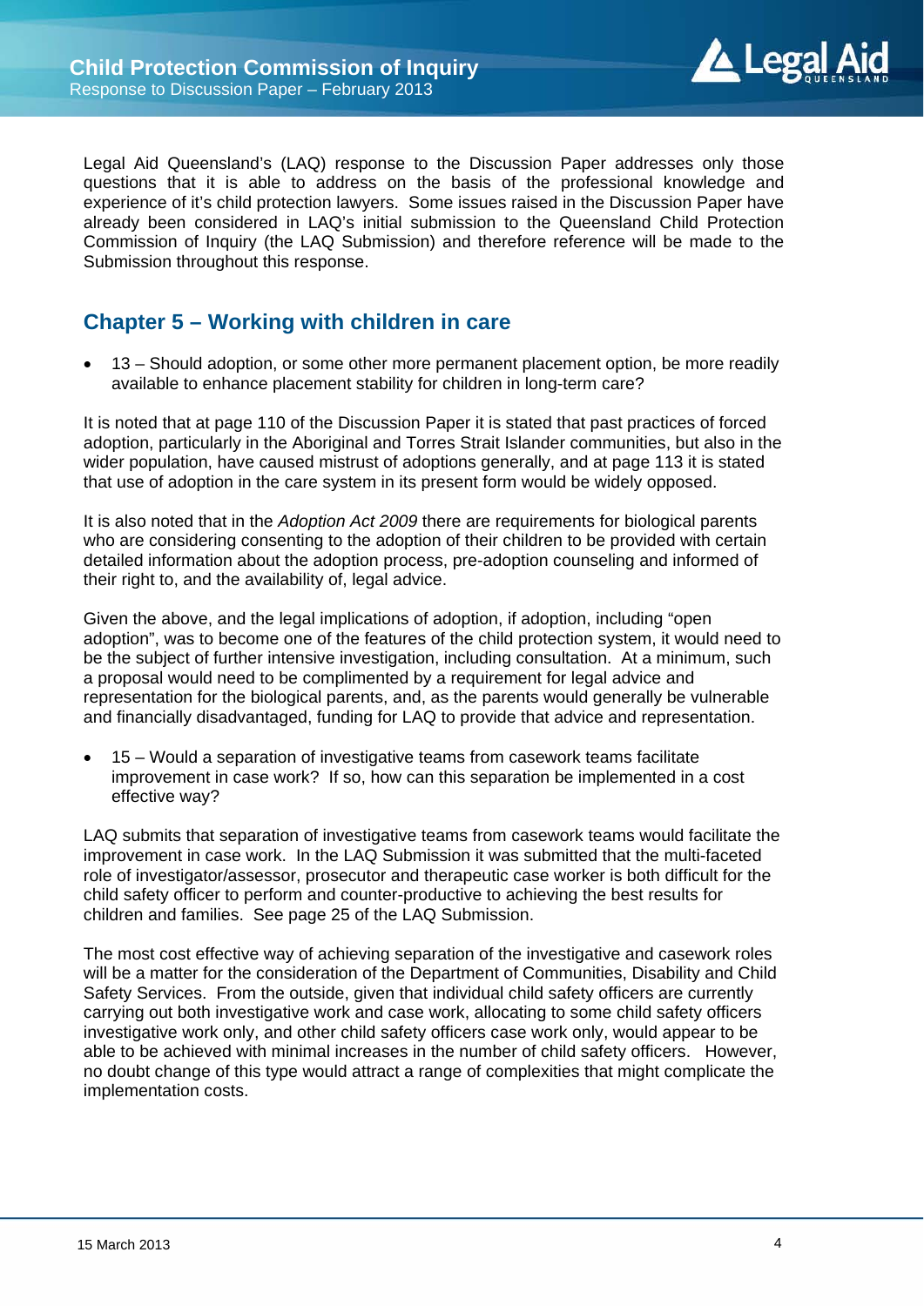Legal Aid Queensland's (LAQ) response to the Discussion Paper addresses only those questions that it is able to address on the basis of the professional knowledge and experience of it's child protection lawyers. Some issues raised in the Discussion Paper have already been considered in LAQ's initial submission to the Queensland Child Protection Commission of Inquiry (the LAQ Submission) and therefore reference will be made to the Submission throughout this response.

## Chapter 5 – Working with children in care

- 13 – Should adoption, or some other more permanent placement option, be more readily available to enhance placement stability for children in long-term care?

It is noted that at page 110 of the Discussion Paper it is stated that past practices of forced adoption, particularly in the Aboriginal and Torres Strait Islander communities, but also in the wider population, have caused mistrust of adoptions generally, and at page 113 it is stated that use of adoption in the care system in its present form would be widely opposed.

It is also noted that in the *Adoption Act 2009* there are requirements for biological parents who are considering consenting to the adoption of their children to be provided with certain detailed information about the adoption process, pre-adoption counseling and informed of their right to, and the availability of, legal advice.

Given the above, and the legal implications of adoption, if adoption, including "open adoption", was to become one of the features of the child protection system, it would need to be the subject of further intensive investigation, including consultation. At a minimum, such a proposal would need to be complimented by a requirement for legal advice and representation for the biological parents, and, as the parents would generally be vulnerable and financially disadvantaged, funding for LAQ to provide that advice and representation.

- 15 – Would a separation of investigative teams from casework teams facilitate improvement in case work? If so, how can this separation be implemented in a cost effective way?

LAQ submits that separation of investigative teams from casework teams would facilitate the improvement in case work. In the LAQ Submission it was submitted that the multi-faceted role of investigator/assessor, prosecutor and therapeutic case worker is both difficult for the child safety officer to perform and counter-productive to achieving the best results for children and families. See page 25 of the LAQ Submission.

The most cost effective way of achieving separation of the investigative and casework roles will be a matter for the consideration of the Department of Communities, Disability and Child Safety Services. From the outside, given that individual child safety officers are currently carrying out both investigative work and case work, allocating to some child safety officers investigative work only, and other child safety officers case work only, would appear to be able to be achieved with minimal increases in the number of child safety officers. However, no doubt change of this type would attract a range of complexities that might complicate the implementation costs.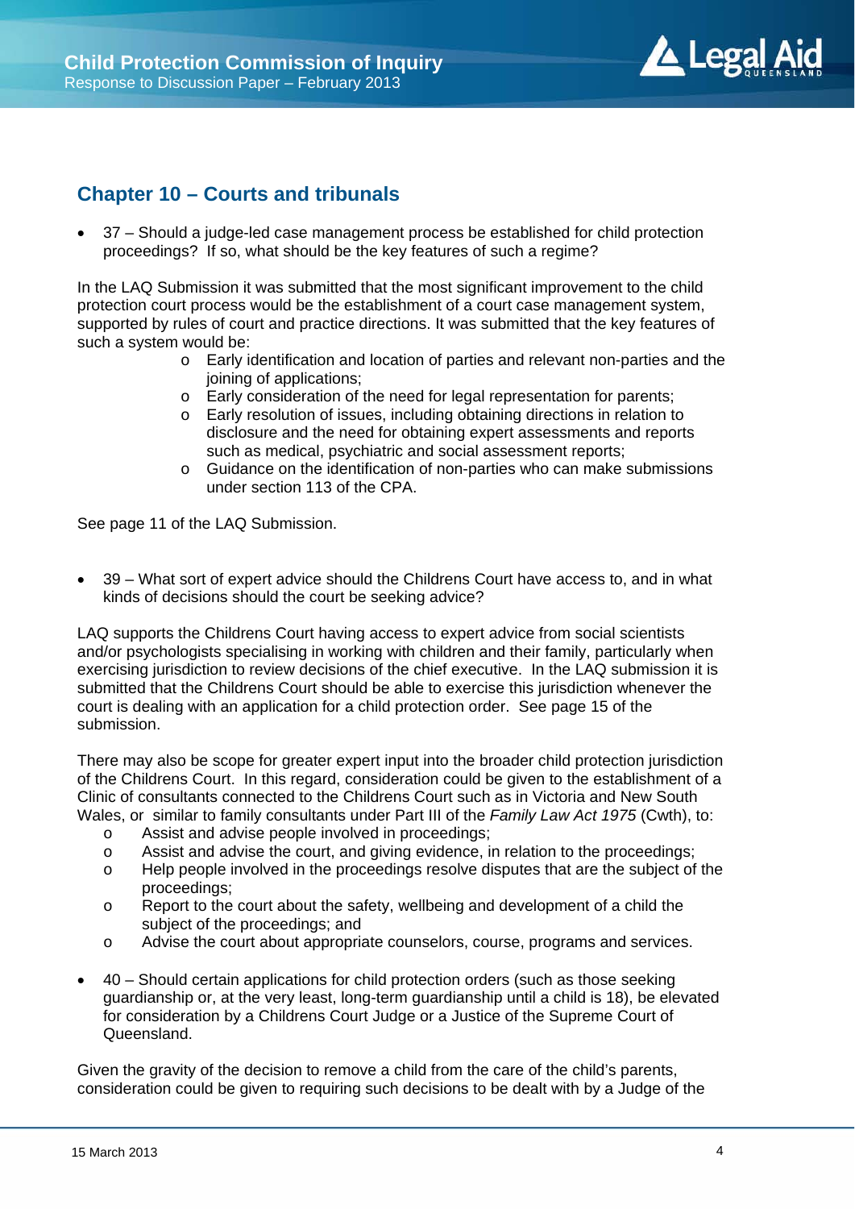## Chapter 10 – Courts and tribunals

- 37 – Should a judge-led case management process be established for child protection proceedings? If so, what should be the key features of such a regime?

In the LAQ Submission it was submitted that the most significant improvement to the child protection court process would be the establishment of a court case management system, supported by rules of court and practice directions. It was submitted that the key features of such a system would be:

  - Early identification and location of parties and relevant non-parties and the joining of applications;
  - Early consideration of the need for legal representation for parents;
  - Early resolution of issues, including obtaining directions in relation to disclosure and the need for obtaining expert assessments and reports such as medical, psychiatric and social assessment reports;
  - Guidance on the identification of non-parties who can make submissions under section 113 of the CPA.

See page 11 of the LAQ Submission.

- 39 – What sort of expert advice should the Childrens Court have access to, and in what kinds of decisions should the court be seeking advice?

LAQ supports the Childrens Court having access to expert advice from social scientists and/or psychologists specialising in working with children and their family, particularly when exercising jurisdiction to review decisions of the chief executive. In the LAQ submission it is submitted that the Childrens Court should be able to exercise this jurisdiction whenever the court is dealing with an application for a child protection order. See page 15 of the submission.

There may also be scope for greater expert input into the broader child protection jurisdiction of the Childrens Court. In this regard, consideration could be given to the establishment of a Clinic of consultants connected to the Childrens Court such as in Victoria and New South Wales, or similar to family consultants under Part III of the *Family Law Act 1975* (Cwth), to:

  - Assist and advise people involved in proceedings;
  - Assist and advise the court, and giving evidence, in relation to the proceedings;
  - Help people involved in the proceedings resolve disputes that are the subject of the proceedings;
  - Report to the court about the safety, wellbeing and development of a child the subject of the proceedings; and
  - Advise the court about appropriate counselors, course, programs and services.

- 40 – Should certain applications for child protection orders (such as those seeking guardianship or, at the very least, long-term guardianship until a child is 18), be elevated for consideration by a Childrens Court Judge or a Justice of the Supreme Court of Queensland.

Given the gravity of the decision to remove a child from the care of the child's parents, consideration could be given to requiring such decisions to be dealt with by a Judge of the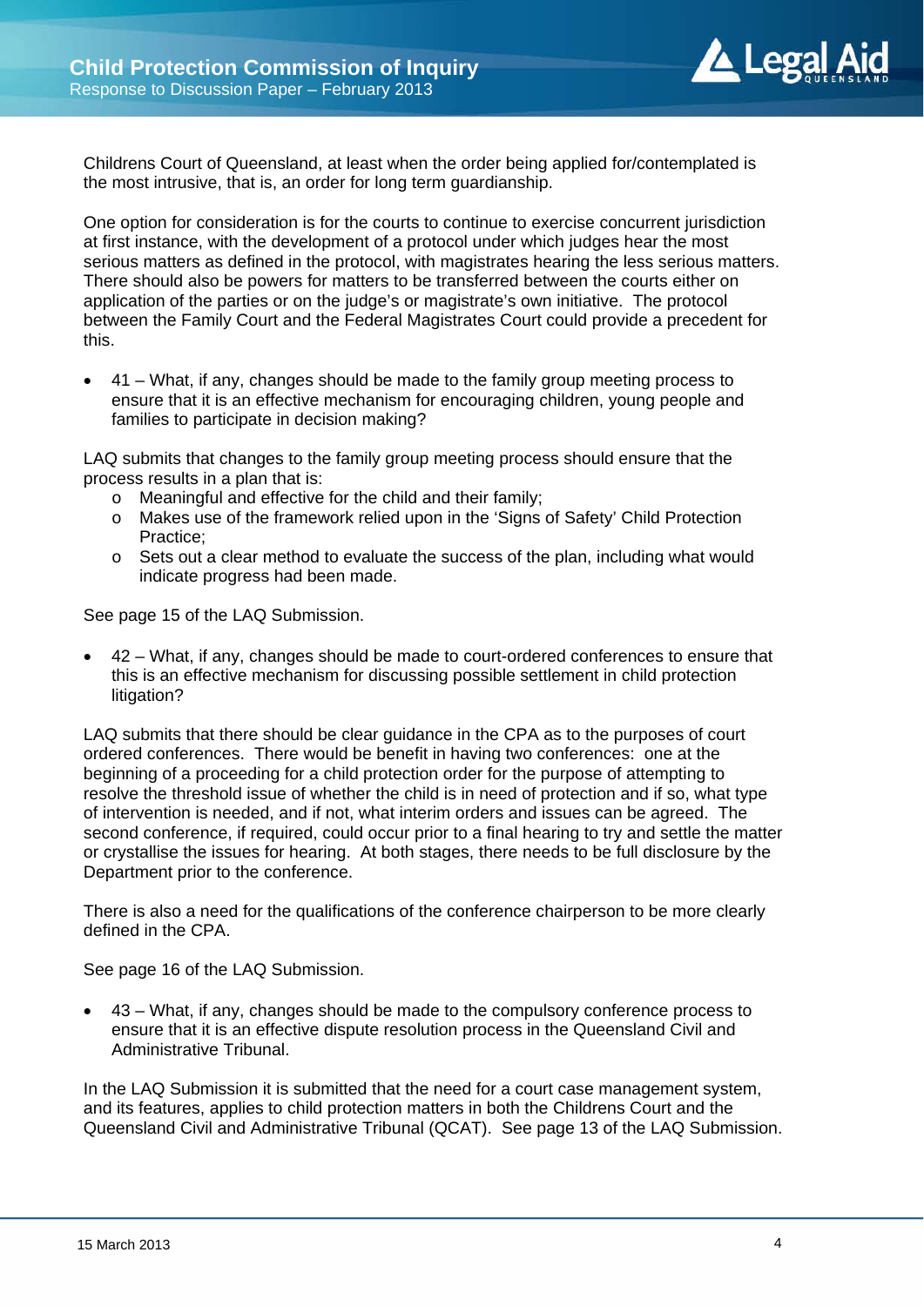Childrens Court of Queensland, at least when the order being applied for/contemplated is the most intrusive, that is, an order for long term guardianship.

One option for consideration is for the courts to continue to exercise concurrent jurisdiction at first instance, with the development of a protocol under which judges hear the most serious matters as defined in the protocol, with magistrates hearing the less serious matters. There should also be powers for matters to be transferred between the courts either on application of the parties or on the judge's or magistrate's own initiative. The protocol between the Family Court and the Federal Magistrates Court could provide a precedent for this.

- 41 – What, if any, changes should be made to the family group meeting process to ensure that it is an effective mechanism for encouraging children, young people and families to participate in decision making?

LAQ submits that changes to the family group meeting process should ensure that the process results in a plan that is:

- Meaningful and effective for the child and their family;
- Makes use of the framework relied upon in the 'Signs of Safety' Child Protection Practice;
- Sets out a clear method to evaluate the success of the plan, including what would indicate progress had been made.

See page 15 of the LAQ Submission.

- 42 – What, if any, changes should be made to court-ordered conferences to ensure that this is an effective mechanism for discussing possible settlement in child protection litigation?

LAQ submits that there should be clear guidance in the CPA as to the purposes of court ordered conferences. There would be benefit in having two conferences: one at the beginning of a proceeding for a child protection order for the purpose of attempting to resolve the threshold issue of whether the child is in need of protection and if so, what type of intervention is needed, and if not, what interim orders and issues can be agreed. The second conference, if required, could occur prior to a final hearing to try and settle the matter or crystallise the issues for hearing. At both stages, there needs to be full disclosure by the Department prior to the conference.

There is also a need for the qualifications of the conference chairperson to be more clearly defined in the CPA.

See page 16 of the LAQ Submission.

- 43 – What, if any, changes should be made to the compulsory conference process to ensure that it is an effective dispute resolution process in the Queensland Civil and Administrative Tribunal.

In the LAQ Submission it is submitted that the need for a court case management system, and its features, applies to child protection matters in both the Childrens Court and the Queensland Civil and Administrative Tribunal (QCAT). See page 13 of the LAQ Submission.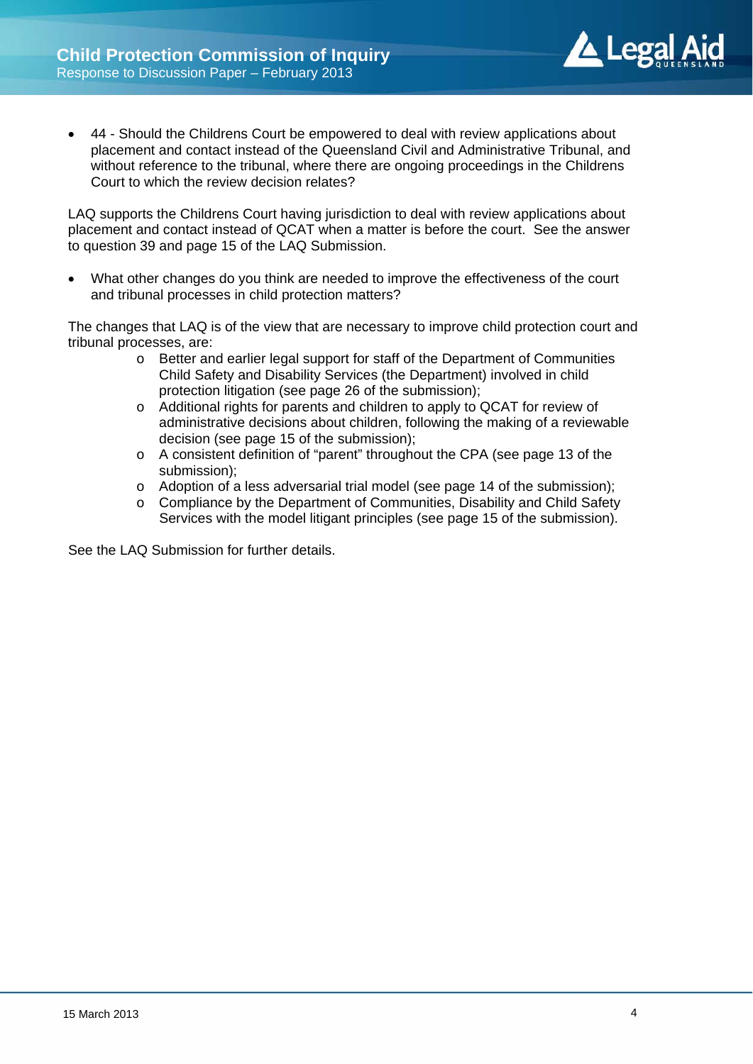- 44 - Should the Childrens Court be empowered to deal with review applications about placement and contact instead of the Queensland Civil and Administrative Tribunal, and without reference to the tribunal, where there are ongoing proceedings in the Childrens Court to which the review decision relates?

LAQ supports the Childrens Court having jurisdiction to deal with review applications about placement and contact instead of QCAT when a matter is before the court. See the answer to question 39 and page 15 of the LAQ Submission.

- What other changes do you think are needed to improve the effectiveness of the court and tribunal processes in child protection matters?

The changes that LAQ is of the view that are necessary to improve child protection court and tribunal processes, are:

- Better and earlier legal support for staff of the Department of Communities Child Safety and Disability Services (the Department) involved in child protection litigation (see page 26 of the submission);
- Additional rights for parents and children to apply to QCAT for review of administrative decisions about children, following the making of a reviewable decision (see page 15 of the submission);
- A consistent definition of "parent" throughout the CPA (see page 13 of the submission);
- Adoption of a less adversarial trial model (see page 14 of the submission);
- Compliance by the Department of Communities, Disability and Child Safety Services with the model litigant principles (see page 15 of the submission).

See the LAQ Submission for further details.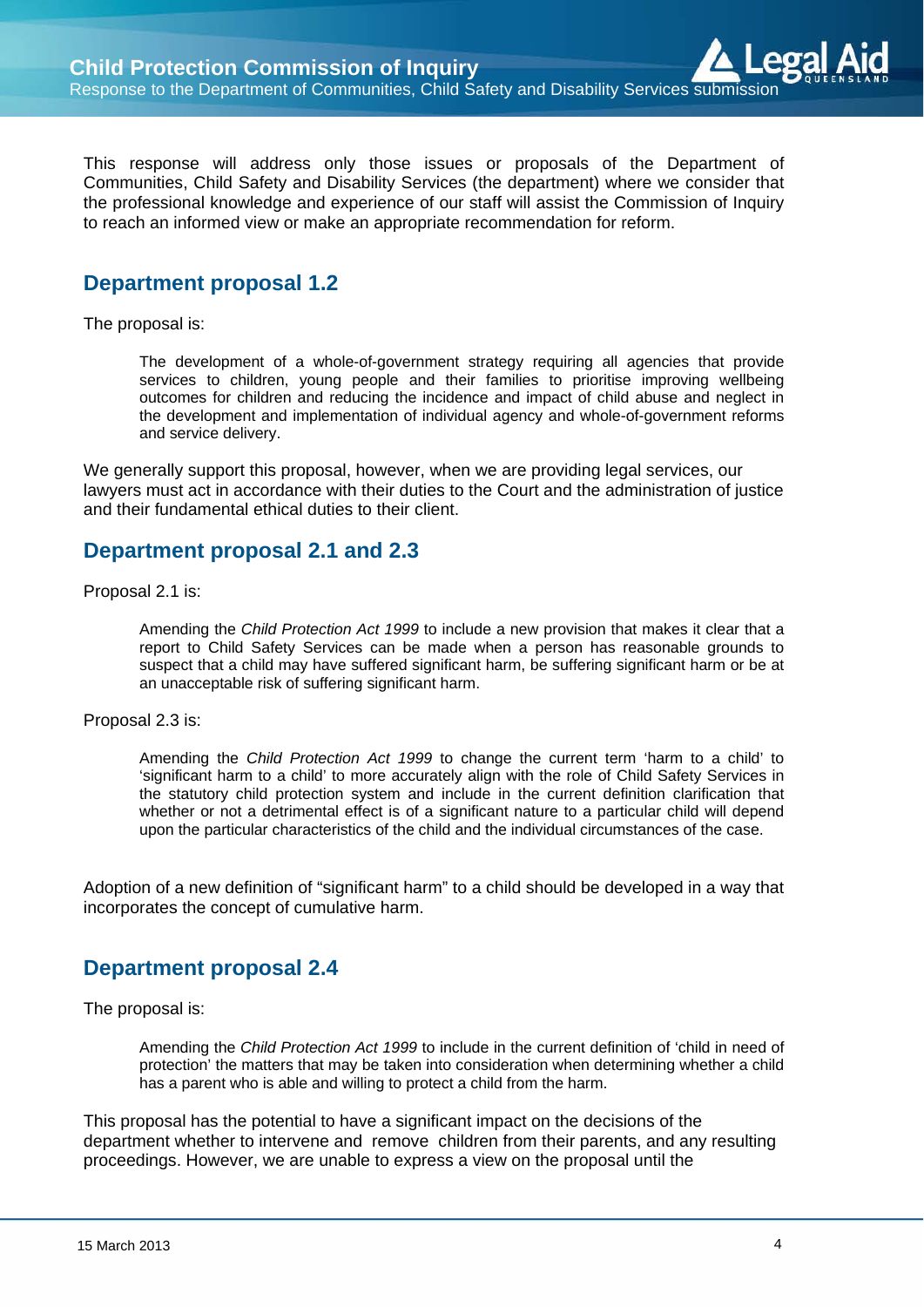This response will address only those issues or proposals of the Department of Communities, Child Safety and Disability Services (the department) where we consider that the professional knowledge and experience of our staff will assist the Commission of Inquiry to reach an informed view or make an appropriate recommendation for reform.

## Department proposal 1.2

The proposal is:

> The development of a whole-of-government strategy requiring all agencies that provide services to children, young people and their families to prioritise improving wellbeing outcomes for children and reducing the incidence and impact of child abuse and neglect in the development and implementation of individual agency and whole-of-government reforms and service delivery.

We generally support this proposal, however, when we are providing legal services, our lawyers must act in accordance with their duties to the Court and the administration of justice and their fundamental ethical duties to their client.

## Department proposal 2.1 and 2.3

Proposal 2.1 is:

> Amending the *Child Protection Act 1999* to include a new provision that makes it clear that a report to Child Safety Services can be made when a person has reasonable grounds to suspect that a child may have suffered significant harm, be suffering significant harm or be at an unacceptable risk of suffering significant harm.

Proposal 2.3 is:

> Amending the *Child Protection Act 1999* to change the current term 'harm to a child' to 'significant harm to a child' to more accurately align with the role of Child Safety Services in the statutory child protection system and include in the current definition clarification that whether or not a detrimental effect is of a significant nature to a particular child will depend upon the particular characteristics of the child and the individual circumstances of the case.

Adoption of a new definition of "significant harm" to a child should be developed in a way that incorporates the concept of cumulative harm.

## Department proposal 2.4

The proposal is:

> Amending the *Child Protection Act 1999* to include in the current definition of 'child in need of protection' the matters that may be taken into consideration when determining whether a child has a parent who is able and willing to protect a child from the harm.

This proposal has the potential to have a significant impact on the decisions of the department whether to intervene and remove children from their parents, and any resulting proceedings. However, we are unable to express a view on the proposal until the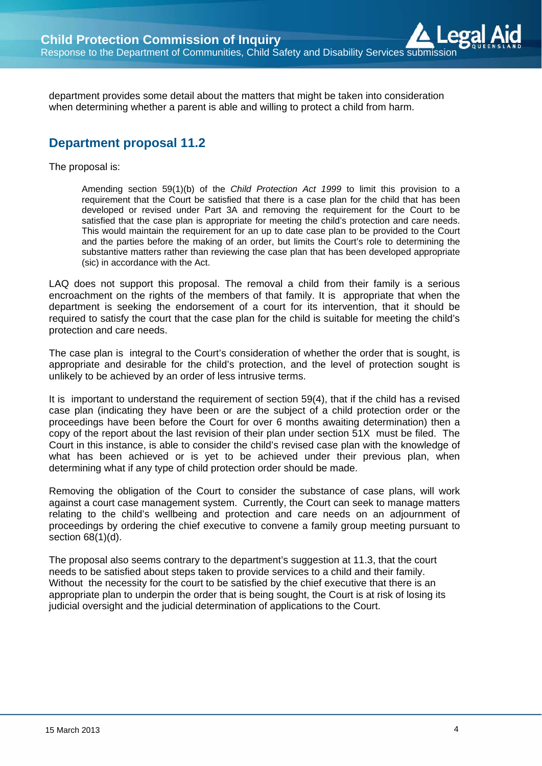department provides some detail about the matters that might be taken into consideration when determining whether a parent is able and willing to protect a child from harm.

## Department proposal 11.2

The proposal is:

> Amending section 59(1)(b) of the *Child Protection Act 1999* to limit this provision to a requirement that the Court be satisfied that there is a case plan for the child that has been developed or revised under Part 3A and removing the requirement for the Court to be satisfied that the case plan is appropriate for meeting the child's protection and care needs. This would maintain the requirement for an up to date case plan to be provided to the Court and the parties before the making of an order, but limits the Court's role to determining the substantive matters rather than reviewing the case plan that has been developed appropriate (sic) in accordance with the Act.

LAQ does not support this proposal. The removal a child from their family is a serious encroachment on the rights of the members of that family. It is appropriate that when the department is seeking the endorsement of a court for its intervention, that it should be required to satisfy the court that the case plan for the child is suitable for meeting the child's protection and care needs.

The case plan is integral to the Court's consideration of whether the order that is sought, is appropriate and desirable for the child's protection, and the level of protection sought is unlikely to be achieved by an order of less intrusive terms.

It is important to understand the requirement of section 59(4), that if the child has a revised case plan (indicating they have been or are the subject of a child protection order or the proceedings have been before the Court for over 6 months awaiting determination) then a copy of the report about the last revision of their plan under section 51X must be filed. The Court in this instance, is able to consider the child's revised case plan with the knowledge of what has been achieved or is yet to be achieved under their previous plan, when determining what if any type of child protection order should be made.

Removing the obligation of the Court to consider the substance of case plans, will work against a court case management system. Currently, the Court can seek to manage matters relating to the child's wellbeing and protection and care needs on an adjournment of proceedings by ordering the chief executive to convene a family group meeting pursuant to section 68(1)(d).

The proposal also seems contrary to the department's suggestion at 11.3, that the court needs to be satisfied about steps taken to provide services to a child and their family. Without the necessity for the court to be satisfied by the chief executive that there is an appropriate plan to underpin the order that is being sought, the Court is at risk of losing its judicial oversight and the judicial determination of applications to the Court.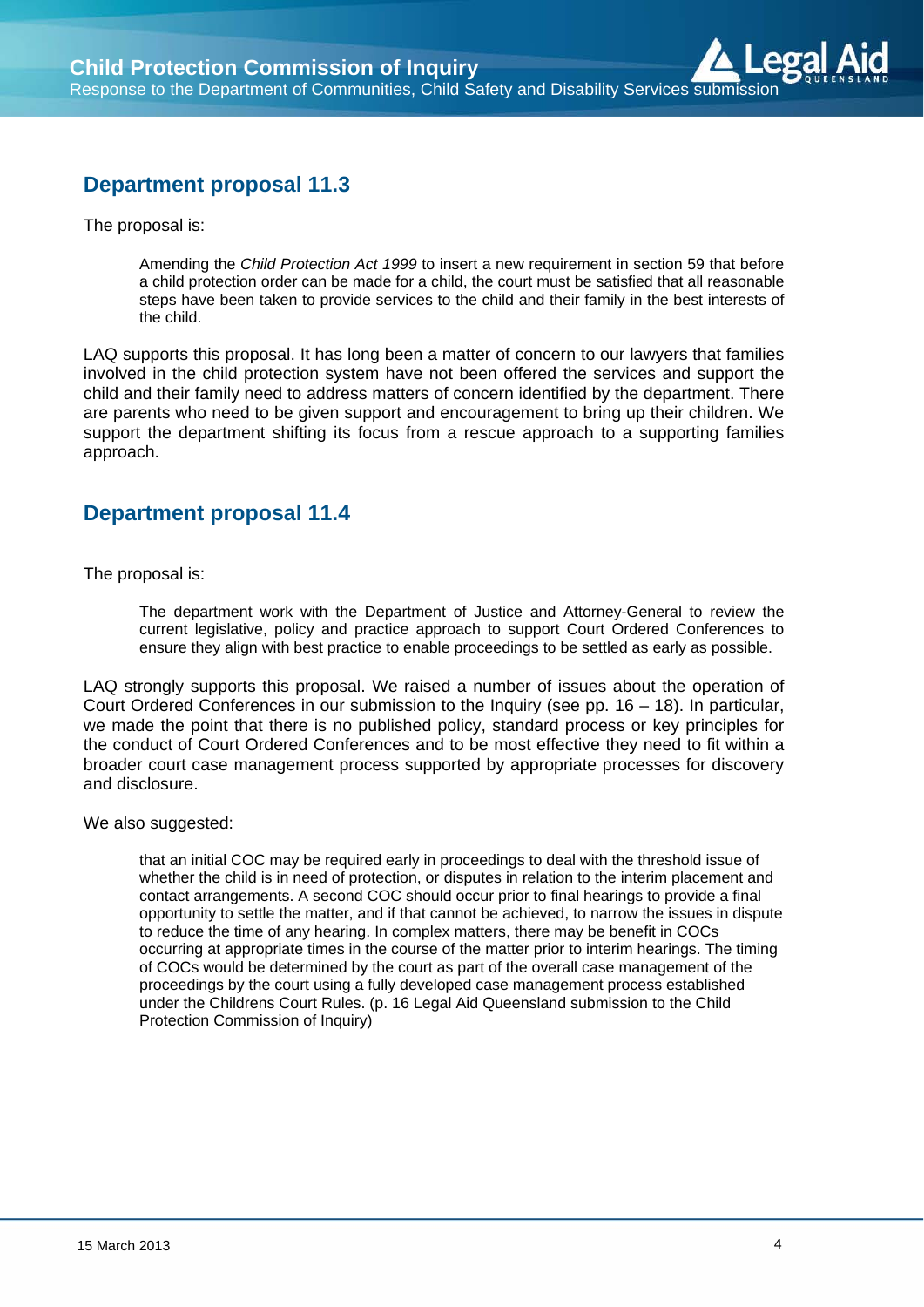## Department proposal 11.3

The proposal is:

> Amending the *Child Protection Act 1999* to insert a new requirement in section 59 that before a child protection order can be made for a child, the court must be satisfied that all reasonable steps have been taken to provide services to the child and their family in the best interests of the child.

LAQ supports this proposal. It has long been a matter of concern to our lawyers that families involved in the child protection system have not been offered the services and support the child and their family need to address matters of concern identified by the department. There are parents who need to be given support and encouragement to bring up their children. We support the department shifting its focus from a rescue approach to a supporting families approach.

## Department proposal 11.4

The proposal is:

> The department work with the Department of Justice and Attorney-General to review the current legislative, policy and practice approach to support Court Ordered Conferences to ensure they align with best practice to enable proceedings to be settled as early as possible.

LAQ strongly supports this proposal. We raised a number of issues about the operation of Court Ordered Conferences in our submission to the Inquiry (see pp. 16 – 18). In particular, we made the point that there is no published policy, standard process or key principles for the conduct of Court Ordered Conferences and to be most effective they need to fit within a broader court case management process supported by appropriate processes for discovery and disclosure.

We also suggested:

> that an initial COC may be required early in proceedings to deal with the threshold issue of whether the child is in need of protection, or disputes in relation to the interim placement and contact arrangements. A second COC should occur prior to final hearings to provide a final opportunity to settle the matter, and if that cannot be achieved, to narrow the issues in dispute to reduce the time of any hearing. In complex matters, there may be benefit in COCs occurring at appropriate times in the course of the matter prior to interim hearings. The timing of COCs would be determined by the court as part of the overall case management of the proceedings by the court using a fully developed case management process established under the Childrens Court Rules. (p. 16 Legal Aid Queensland submission to the Child Protection Commission of Inquiry)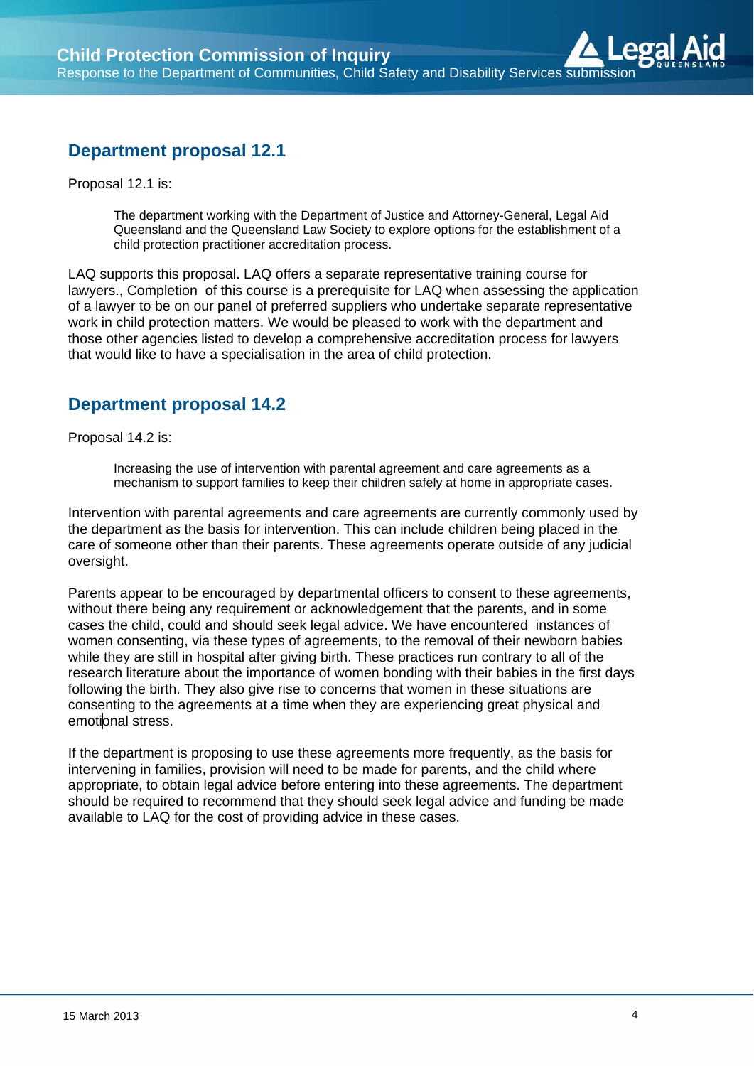## Department proposal 12.1

Proposal 12.1 is:

> The department working with the Department of Justice and Attorney-General, Legal Aid Queensland and the Queensland Law Society to explore options for the establishment of a child protection practitioner accreditation process.

LAQ supports this proposal. LAQ offers a separate representative training course for lawyers., Completion of this course is a prerequisite for LAQ when assessing the application of a lawyer to be on our panel of preferred suppliers who undertake separate representative work in child protection matters. We would be pleased to work with the department and those other agencies listed to develop a comprehensive accreditation process for lawyers that would like to have a specialisation in the area of child protection.

## Department proposal 14.2

Proposal 14.2 is:

> Increasing the use of intervention with parental agreement and care agreements as a mechanism to support families to keep their children safely at home in appropriate cases.

Intervention with parental agreements and care agreements are currently commonly used by the department as the basis for intervention. This can include children being placed in the care of someone other than their parents. These agreements operate outside of any judicial oversight.

Parents appear to be encouraged by departmental officers to consent to these agreements, without there being any requirement or acknowledgement that the parents, and in some cases the child, could and should seek legal advice. We have encountered instances of women consenting, via these types of agreements, to the removal of their newborn babies while they are still in hospital after giving birth. These practices run contrary to all of the research literature about the importance of women bonding with their babies in the first days following the birth. They also give rise to concerns that women in these situations are consenting to the agreements at a time when they are experiencing great physical and emotional stress.

If the department is proposing to use these agreements more frequently, as the basis for intervening in families, provision will need to be made for parents, and the child where appropriate, to obtain legal advice before entering into these agreements. The department should be required to recommend that they should seek legal advice and funding be made available to LAQ for the cost of providing advice in these cases.